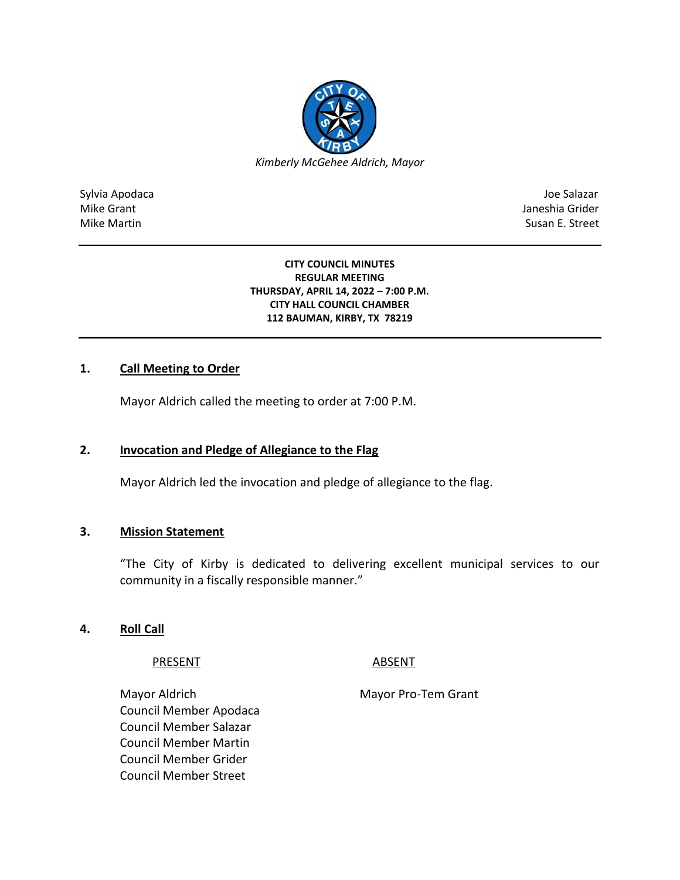*Kimberly McGehee Aldrich, Mayor*

| | |
|---|---|
| Sylvia Apodaca | Joe Salazar |
| Mike Grant | Janeshia Grider |
| Mike Martin | Susan E. Street |

**CITY COUNCIL MINUTES**
**REGULAR MEETING**
**THURSDAY, APRIL 14, 2022 – 7:00 P.M.**
**CITY HALL COUNCIL CHAMBER**
**112 BAUMAN, KIRBY, TX 78219**

## 1. Call Meeting to Order

Mayor Aldrich called the meeting to order at 7:00 P.M.

## 2. Invocation and Pledge of Allegiance to the Flag

Mayor Aldrich led the invocation and pledge of allegiance to the flag.

## 3. Mission Statement

"The City of Kirby is dedicated to delivering excellent municipal services to our community in a fiscally responsible manner."

## 4. Roll Call

| PRESENT | ABSENT |
|---|---|
| Mayor Aldrich | Mayor Pro-Tem Grant |
| Council Member Apodaca | |
| Council Member Salazar | |
| Council Member Martin | |
| Council Member Grider | |
| Council Member Street | |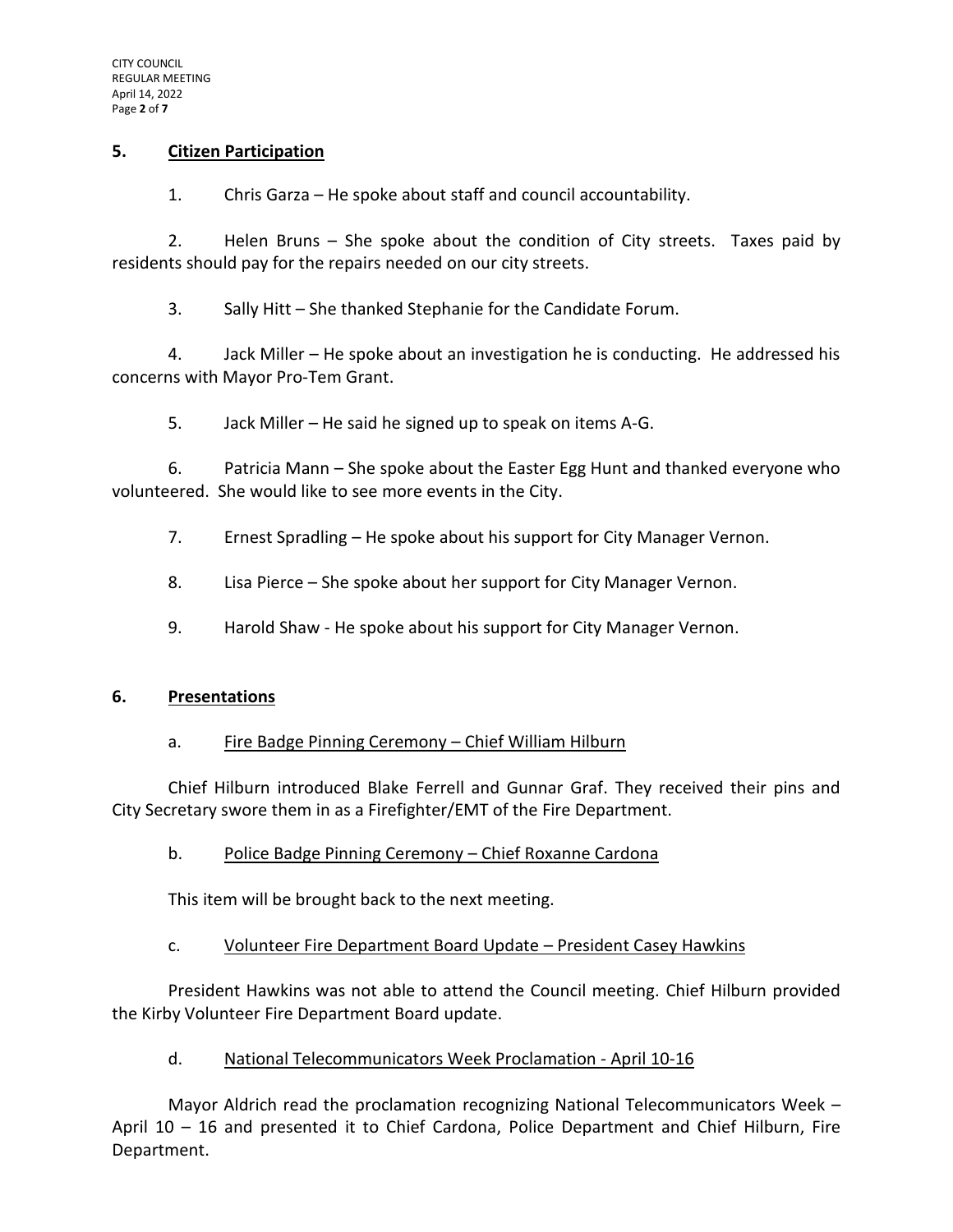## 5. Citizen Participation

1. Chris Garza – He spoke about staff and council accountability.

2. Helen Bruns – She spoke about the condition of City streets. Taxes paid by residents should pay for the repairs needed on our city streets.

3. Sally Hitt – She thanked Stephanie for the Candidate Forum.

4. Jack Miller – He spoke about an investigation he is conducting. He addressed his concerns with Mayor Pro-Tem Grant.

5. Jack Miller – He said he signed up to speak on items A-G.

6. Patricia Mann – She spoke about the Easter Egg Hunt and thanked everyone who volunteered. She would like to see more events in the City.

7. Ernest Spradling – He spoke about his support for City Manager Vernon.

8. Lisa Pierce – She spoke about her support for City Manager Vernon.

9. Harold Shaw - He spoke about his support for City Manager Vernon.

## 6. Presentations

### a. Fire Badge Pinning Ceremony – Chief William Hilburn

Chief Hilburn introduced Blake Ferrell and Gunnar Graf. They received their pins and City Secretary swore them in as a Firefighter/EMT of the Fire Department.

### b. Police Badge Pinning Ceremony – Chief Roxanne Cardona

This item will be brought back to the next meeting.

### c. Volunteer Fire Department Board Update – President Casey Hawkins

President Hawkins was not able to attend the Council meeting. Chief Hilburn provided the Kirby Volunteer Fire Department Board update.

### d. National Telecommunicators Week Proclamation - April 10-16

Mayor Aldrich read the proclamation recognizing National Telecommunicators Week – April 10 – 16 and presented it to Chief Cardona, Police Department and Chief Hilburn, Fire Department.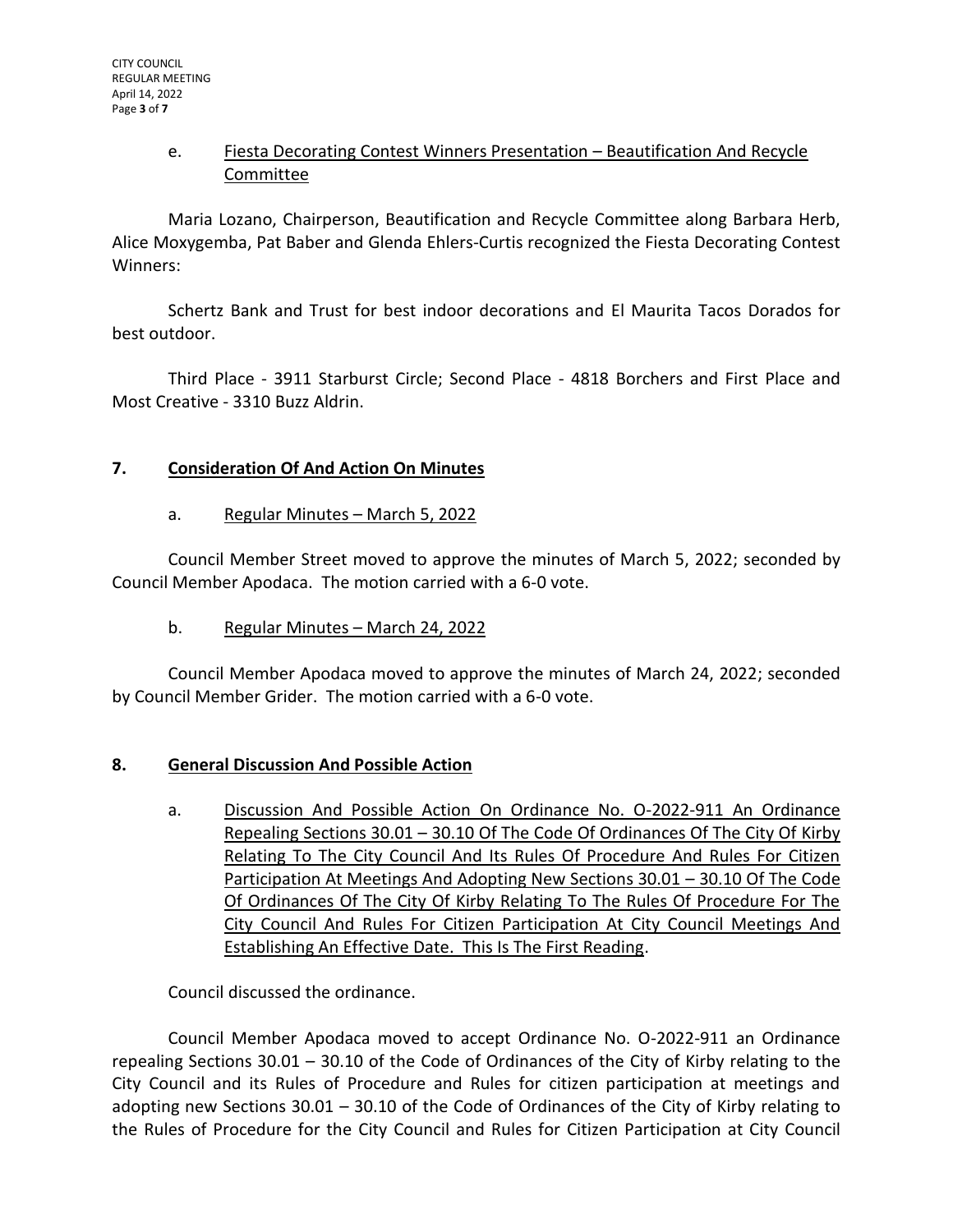e. <u>Fiesta Decorating Contest Winners Presentation – Beautification And Recycle Committee</u>

Maria Lozano, Chairperson, Beautification and Recycle Committee along Barbara Herb, Alice Moxygemba, Pat Baber and Glenda Ehlers-Curtis recognized the Fiesta Decorating Contest Winners:

Schertz Bank and Trust for best indoor decorations and El Maurita Tacos Dorados for best outdoor.

Third Place - 3911 Starburst Circle; Second Place - 4818 Borchers and First Place and Most Creative - 3310 Buzz Aldrin.

## 7. Consideration Of And Action On Minutes

a. <u>Regular Minutes – March 5, 2022</u>

Council Member Street moved to approve the minutes of March 5, 2022; seconded by Council Member Apodaca. The motion carried with a 6-0 vote.

b. <u>Regular Minutes – March 24, 2022</u>

Council Member Apodaca moved to approve the minutes of March 24, 2022; seconded by Council Member Grider. The motion carried with a 6-0 vote.

## 8. General Discussion And Possible Action

a. <u>Discussion And Possible Action On Ordinance No. O-2022-911 An Ordinance Repealing Sections 30.01 – 30.10 Of The Code Of Ordinances Of The City Of Kirby Relating To The City Council And Its Rules Of Procedure And Rules For Citizen Participation At Meetings And Adopting New Sections 30.01 – 30.10 Of The Code Of Ordinances Of The City Of Kirby Relating To The Rules Of Procedure For The City Council And Rules For Citizen Participation At City Council Meetings And Establishing An Effective Date. This Is The First Reading</u>.

Council discussed the ordinance.

Council Member Apodaca moved to accept Ordinance No. O-2022-911 an Ordinance repealing Sections 30.01 – 30.10 of the Code of Ordinances of the City of Kirby relating to the City Council and its Rules of Procedure and Rules for citizen participation at meetings and adopting new Sections 30.01 – 30.10 of the Code of Ordinances of the City of Kirby relating to the Rules of Procedure for the City Council and Rules for Citizen Participation at City Council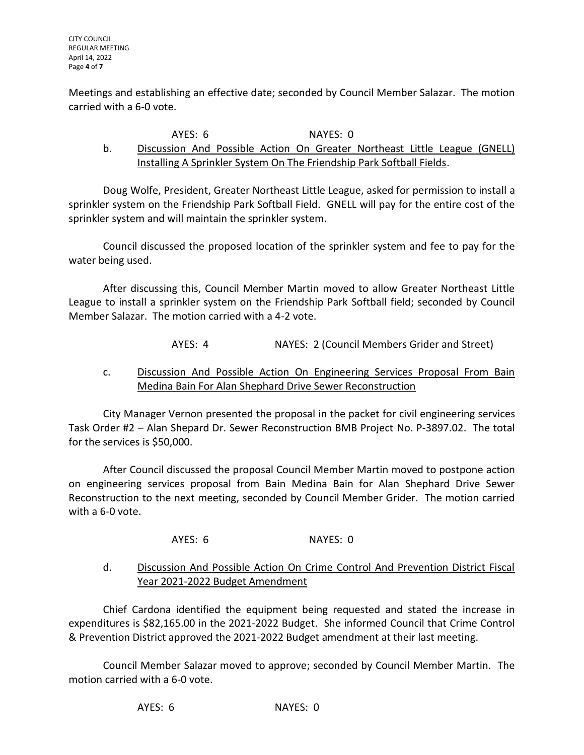Meetings and establishing an effective date; seconded by Council Member Salazar. The motion carried with a 6-0 vote.

AYES: 6 NAYES: 0

b. Discussion And Possible Action On Greater Northeast Little League (GNELL) Installing A Sprinkler System On The Friendship Park Softball Fields.

Doug Wolfe, President, Greater Northeast Little League, asked for permission to install a sprinkler system on the Friendship Park Softball Field. GNELL will pay for the entire cost of the sprinkler system and will maintain the sprinkler system.

Council discussed the proposed location of the sprinkler system and fee to pay for the water being used.

After discussing this, Council Member Martin moved to allow Greater Northeast Little League to install a sprinkler system on the Friendship Park Softball field; seconded by Council Member Salazar. The motion carried with a 4-2 vote.

AYES: 4 NAYES: 2 (Council Members Grider and Street)

c. Discussion And Possible Action On Engineering Services Proposal From Bain Medina Bain For Alan Shephard Drive Sewer Reconstruction

City Manager Vernon presented the proposal in the packet for civil engineering services Task Order #2 – Alan Shepard Dr. Sewer Reconstruction BMB Project No. P-3897.02. The total for the services is $50,000.

After Council discussed the proposal Council Member Martin moved to postpone action on engineering services proposal from Bain Medina Bain for Alan Shephard Drive Sewer Reconstruction to the next meeting, seconded by Council Member Grider. The motion carried with a 6-0 vote.

AYES: 6 NAYES: 0

d. Discussion And Possible Action On Crime Control And Prevention District Fiscal Year 2021-2022 Budget Amendment

Chief Cardona identified the equipment being requested and stated the increase in expenditures is $82,165.00 in the 2021-2022 Budget. She informed Council that Crime Control & Prevention District approved the 2021-2022 Budget amendment at their last meeting.

Council Member Salazar moved to approve; seconded by Council Member Martin. The motion carried with a 6-0 vote.

AYES: 6 NAYES: 0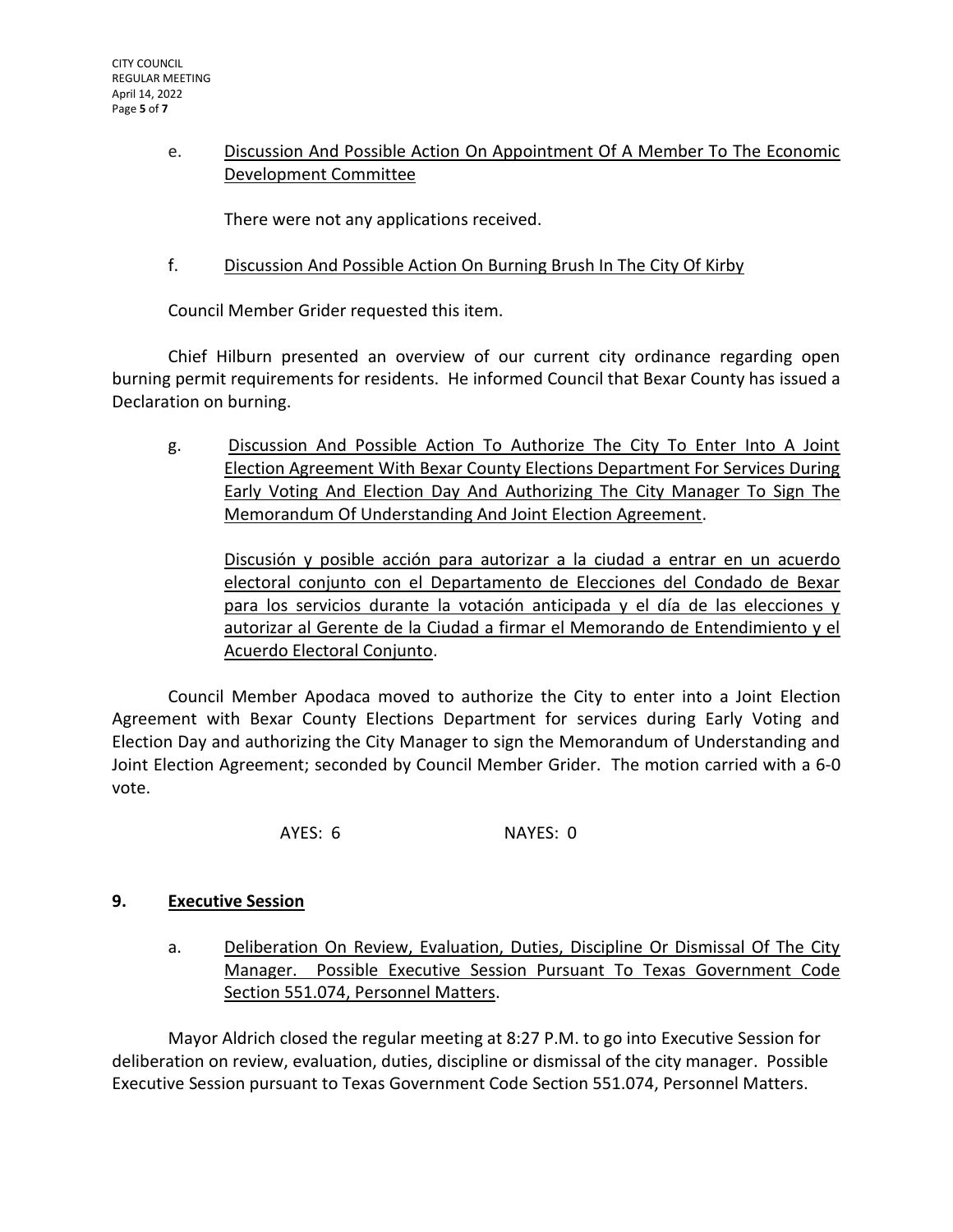e. Discussion And Possible Action On Appointment Of A Member To The Economic Development Committee

There were not any applications received.

f. Discussion And Possible Action On Burning Brush In The City Of Kirby

Council Member Grider requested this item.

Chief Hilburn presented an overview of our current city ordinance regarding open burning permit requirements for residents. He informed Council that Bexar County has issued a Declaration on burning.

g. Discussion And Possible Action To Authorize The City To Enter Into A Joint Election Agreement With Bexar County Elections Department For Services During Early Voting And Election Day And Authorizing The City Manager To Sign The Memorandum Of Understanding And Joint Election Agreement.

Discusión y posible acción para autorizar a la ciudad a entrar en un acuerdo electoral conjunto con el Departamento de Elecciones del Condado de Bexar para los servicios durante la votación anticipada y el día de las elecciones y autorizar al Gerente de la Ciudad a firmar el Memorando de Entendimiento y el Acuerdo Electoral Conjunto.

Council Member Apodaca moved to authorize the City to enter into a Joint Election Agreement with Bexar County Elections Department for services during Early Voting and Election Day and authorizing the City Manager to sign the Memorandum of Understanding and Joint Election Agreement; seconded by Council Member Grider. The motion carried with a 6-0 vote.

AYES: 6 NAYES: 0

## 9. Executive Session

a. Deliberation On Review, Evaluation, Duties, Discipline Or Dismissal Of The City Manager. Possible Executive Session Pursuant To Texas Government Code Section 551.074, Personnel Matters.

Mayor Aldrich closed the regular meeting at 8:27 P.M. to go into Executive Session for deliberation on review, evaluation, duties, discipline or dismissal of the city manager. Possible Executive Session pursuant to Texas Government Code Section 551.074, Personnel Matters.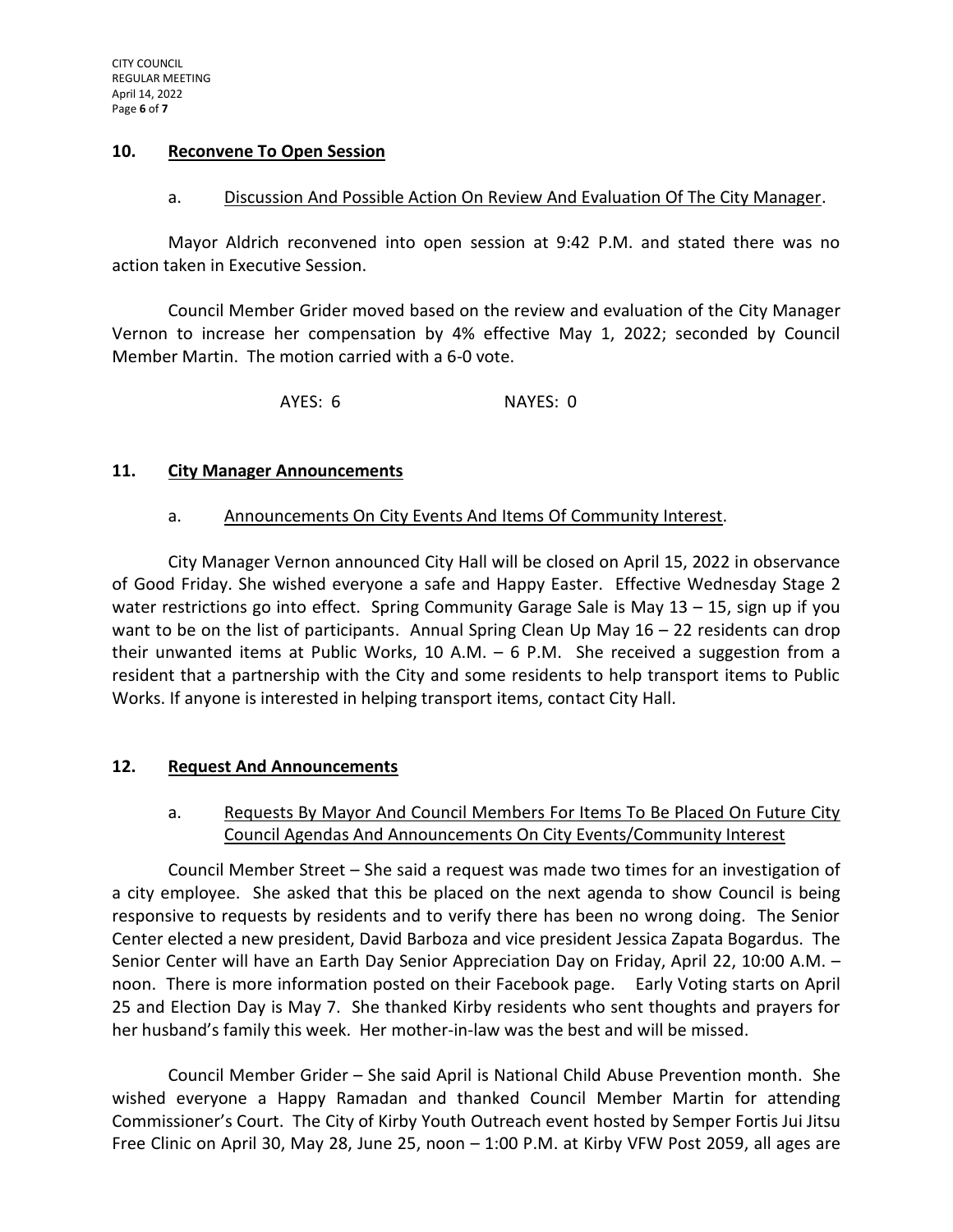## 10. Reconvene To Open Session

### a. Discussion And Possible Action On Review And Evaluation Of The City Manager.

Mayor Aldrich reconvened into open session at 9:42 P.M. and stated there was no action taken in Executive Session.

Council Member Grider moved based on the review and evaluation of the City Manager Vernon to increase her compensation by 4% effective May 1, 2022; seconded by Council Member Martin. The motion carried with a 6-0 vote.

AYES: 6 NAYES: 0

## 11. City Manager Announcements

### a. Announcements On City Events And Items Of Community Interest.

City Manager Vernon announced City Hall will be closed on April 15, 2022 in observance of Good Friday. She wished everyone a safe and Happy Easter. Effective Wednesday Stage 2 water restrictions go into effect. Spring Community Garage Sale is May 13 – 15, sign up if you want to be on the list of participants. Annual Spring Clean Up May 16 – 22 residents can drop their unwanted items at Public Works, 10 A.M. – 6 P.M. She received a suggestion from a resident that a partnership with the City and some residents to help transport items to Public Works. If anyone is interested in helping transport items, contact City Hall.

## 12. Request And Announcements

### a. Requests By Mayor And Council Members For Items To Be Placed On Future City Council Agendas And Announcements On City Events/Community Interest

Council Member Street – She said a request was made two times for an investigation of a city employee. She asked that this be placed on the next agenda to show Council is being responsive to requests by residents and to verify there has been no wrong doing. The Senior Center elected a new president, David Barboza and vice president Jessica Zapata Bogardus. The Senior Center will have an Earth Day Senior Appreciation Day on Friday, April 22, 10:00 A.M. – noon. There is more information posted on their Facebook page. Early Voting starts on April 25 and Election Day is May 7. She thanked Kirby residents who sent thoughts and prayers for her husband's family this week. Her mother-in-law was the best and will be missed.

Council Member Grider – She said April is National Child Abuse Prevention month. She wished everyone a Happy Ramadan and thanked Council Member Martin for attending Commissioner's Court. The City of Kirby Youth Outreach event hosted by Semper Fortis Jui Jitsu Free Clinic on April 30, May 28, June 25, noon – 1:00 P.M. at Kirby VFW Post 2059, all ages are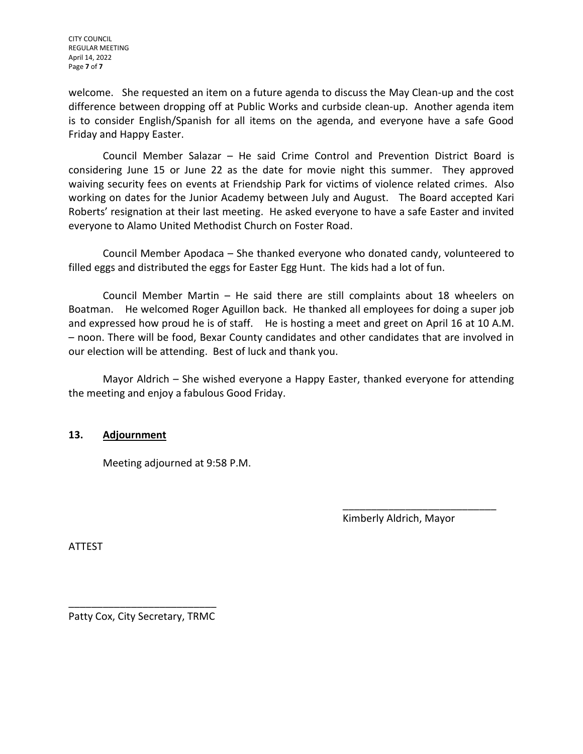welcome. She requested an item on a future agenda to discuss the May Clean-up and the cost difference between dropping off at Public Works and curbside clean-up. Another agenda item is to consider English/Spanish for all items on the agenda, and everyone have a safe Good Friday and Happy Easter.

Council Member Salazar – He said Crime Control and Prevention District Board is considering June 15 or June 22 as the date for movie night this summer. They approved waiving security fees on events at Friendship Park for victims of violence related crimes. Also working on dates for the Junior Academy between July and August. The Board accepted Kari Roberts' resignation at their last meeting. He asked everyone to have a safe Easter and invited everyone to Alamo United Methodist Church on Foster Road.

Council Member Apodaca – She thanked everyone who donated candy, volunteered to filled eggs and distributed the eggs for Easter Egg Hunt. The kids had a lot of fun.

Council Member Martin – He said there are still complaints about 18 wheelers on Boatman. He welcomed Roger Aguillon back. He thanked all employees for doing a super job and expressed how proud he is of staff. He is hosting a meet and greet on April 16 at 10 A.M. – noon. There will be food, Bexar County candidates and other candidates that are involved in our election will be attending. Best of luck and thank you.

Mayor Aldrich – She wished everyone a Happy Easter, thanked everyone for attending the meeting and enjoy a fabulous Good Friday.

**13. Adjournment**

Meeting adjourned at 9:58 P.M.

\_\_\_\_\_\_\_\_\_\_\_\_\_\_\_\_\_\_\_\_\_\_\_\_\_\_\_\_
Kimberly Aldrich, Mayor

ATTEST

\_\_\_\_\_\_\_\_\_\_\_\_\_\_\_\_\_\_\_\_\_\_\_\_\_\_\_\_
Patty Cox, City Secretary, TRMC